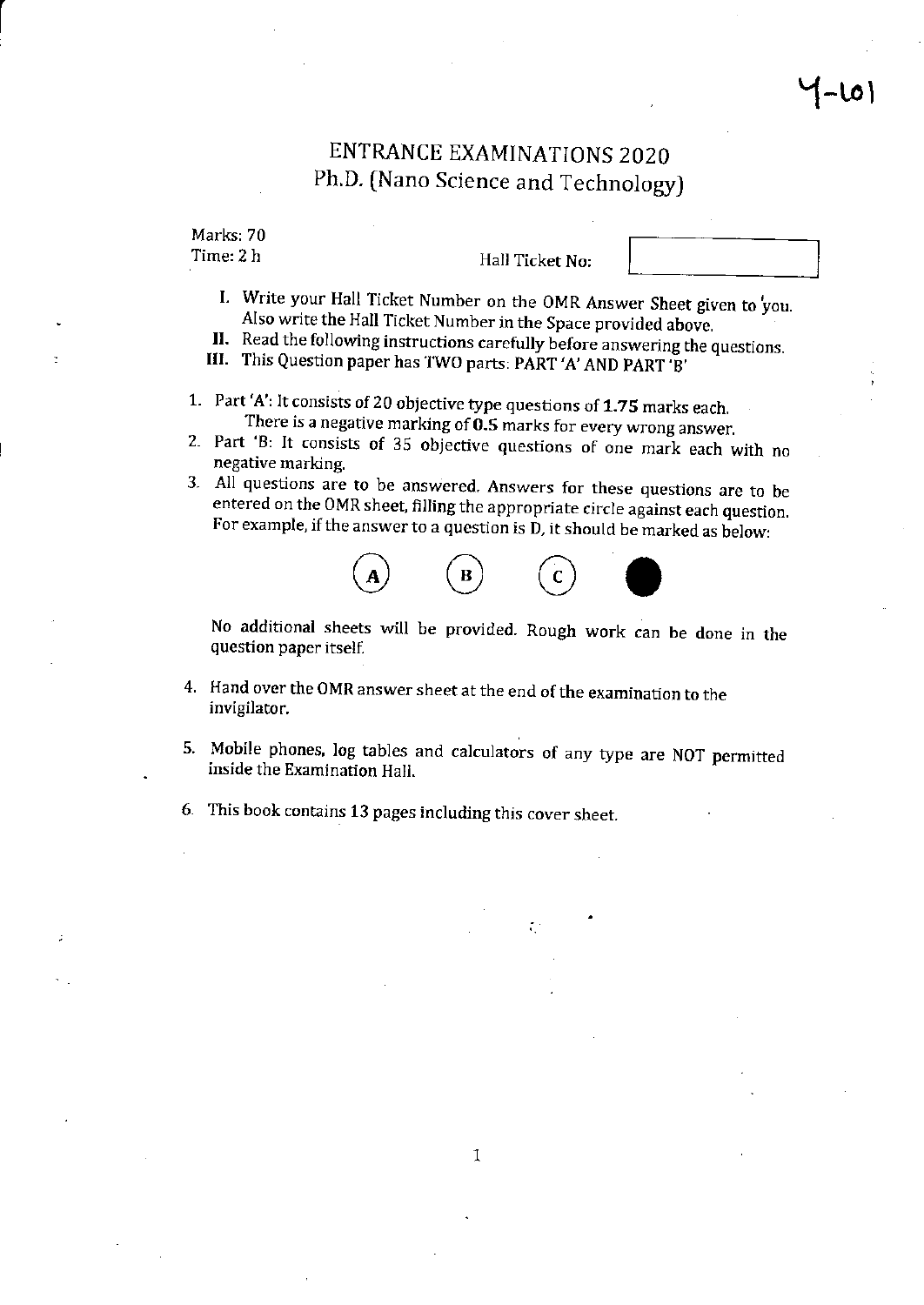Y-101

# ENTRANCE EXAMINATIONS 2020
## Ph.D. (Nano Science and Technology)

Marks: 70
Time: 2 h

Hall Ticket No:

I. Write your Hall Ticket Number on the OMR Answer Sheet given to you. Also write the Hall Ticket Number in the Space provided above.
II. Read the following instructions carefully before answering the questions.
III. This Question paper has TWO parts: PART 'A' AND PART 'B'

1. Part 'A': It consists of 20 objective type questions of **1.75** marks each. There is a negative marking of **0.5** marks for every wrong answer.
2. Part 'B: It consists of 35 objective questions of one mark each with no negative marking.
3. All questions are to be answered. Answers for these questions are to be entered on the OMR sheet, filling the appropriate circle against each question. For example, if the answer to a question is D, it should be marked as below:

   (A) (B) (C) ●

   No additional sheets will be provided. Rough work can be done in the question paper itself.

4. Hand over the OMR answer sheet at the end of the examination to the invigilator.
5. Mobile phones, log tables and calculators of any type are NOT permitted inside the Examination Hall.
6. This book contains 13 pages including this cover sheet.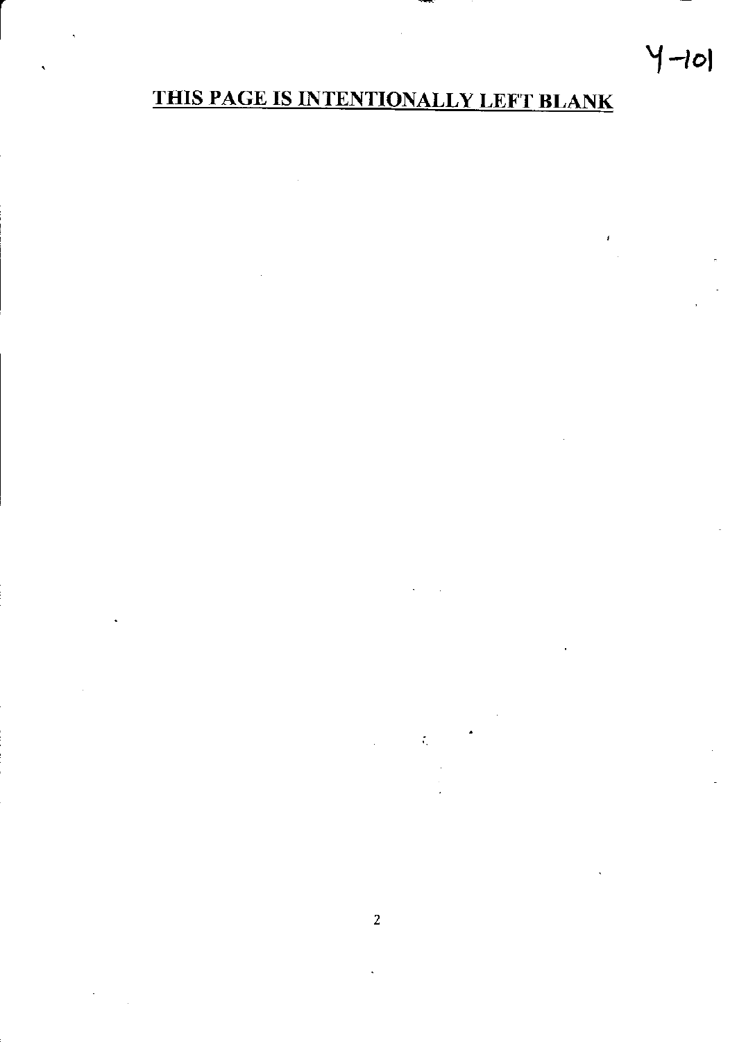Y-101

**THIS PAGE IS INTENTIONALLY LEFT BLANK**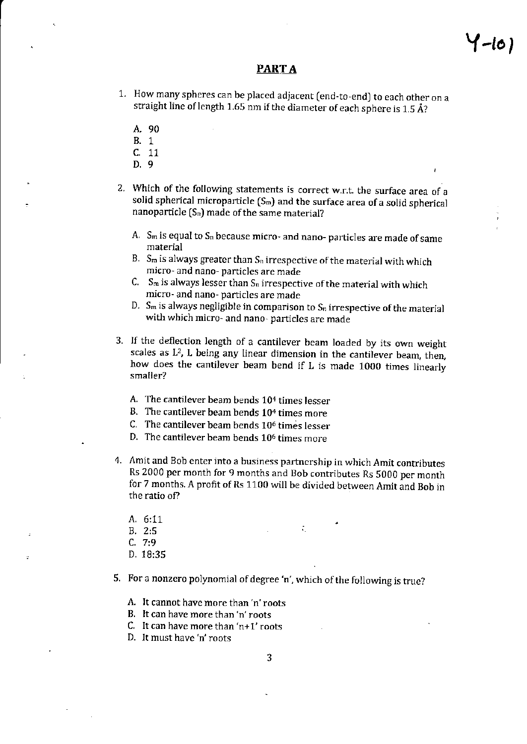## PART A

1. How many spheres can be placed adjacent (end-to-end) to each other on a straight line of length 1.65 nm if the diameter of each sphere is 1.5 Å?

   A. 90
   B. 1
   C. 11
   D. 9

2. Which of the following statements is correct w.r.t. the surface area of a solid spherical microparticle ($S_m$) and the surface area of a solid spherical nanoparticle ($S_n$) made of the same material?

   A. $S_m$ is equal to $S_n$ because micro- and nano- particles are made of same material
   B. $S_m$ is always greater than $S_n$ irrespective of the material with which micro- and nano- particles are made
   C. $S_m$ is always lesser than $S_n$ irrespective of the material with which micro- and nano- particles are made
   D. $S_m$ is always negligible in comparison to $S_n$ irrespective of the material with which micro- and nano- particles are made

3. If the deflection length of a cantilever beam loaded by its own weight scales as $L^2$, L being any linear dimension in the cantilever beam, then, how does the cantilever beam bend if L is made 1000 times linearly smaller?

   A. The cantilever beam bends $10^4$ times lesser
   B. The cantilever beam bends $10^4$ times more
   C. The cantilever beam bends $10^6$ times lesser
   D. The cantilever beam bends $10^6$ times more

4. Amit and Bob enter into a business partnership in which Amit contributes Rs 2000 per month for 9 months and Bob contributes Rs 5000 per month for 7 months. A profit of Rs 1100 will be divided between Amit and Bob in the ratio of?

   A. 6:11
   B. 2:5
   C. 7:9
   D. 18:35

5. For a nonzero polynomial of degree 'n', which of the following is true?

   A. It cannot have more than 'n' roots
   B. It can have more than 'n' roots
   C. It can have more than 'n+1' roots
   D. It must have 'n' roots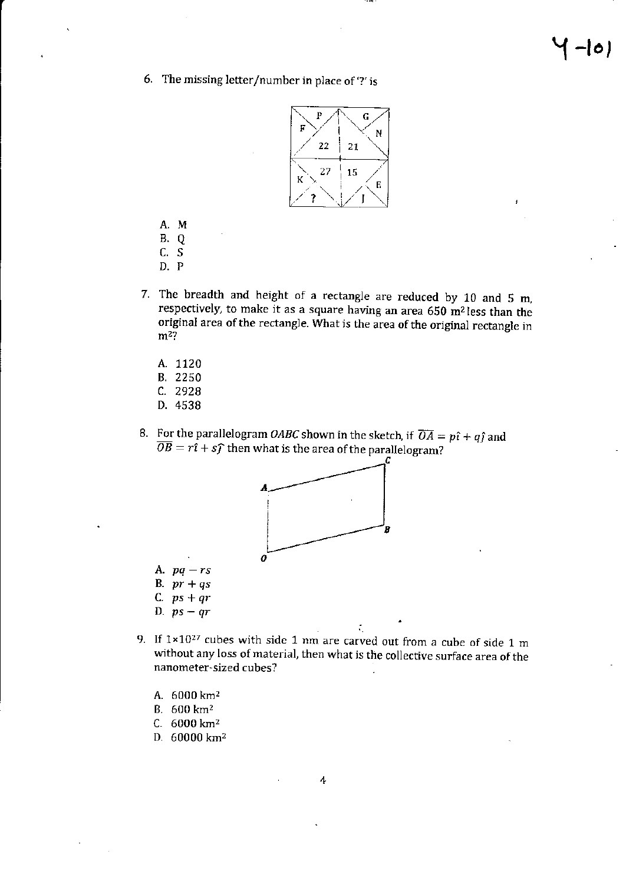6. The missing letter/number in place of '?' is

A. M
B. Q
C. S
D. P

7. The breadth and height of a rectangle are reduced by 10 and 5 m, respectively, to make it as a square having an area 650 $m^2$ less than the original area of the rectangle. What is the area of the original rectangle in $m^2$?

A. 1120
B. 2250
C. 2928
D. 4538

8. For the parallelogram *OABC* shown in the sketch, if $\overline{OA} = p\hat{\imath} + q\hat{\jmath}$ and $\overline{OB} = r\hat{\imath} + s\hat{\jmath}$ then what is the area of the parallelogram?

A. $pq - rs$
B. $pr + qs$
C. $ps + qr$
D. $ps - qr$

9. If $1 \times 10^{27}$ cubes with side 1 nm are carved out from a cube of side 1 m without any loss of material, then what is the collective surface area of the nanometer-sized cubes?

A. 6000 $km^2$
B. 600 $km^2$
C. 6000 $km^2$
D. 60000 $km^2$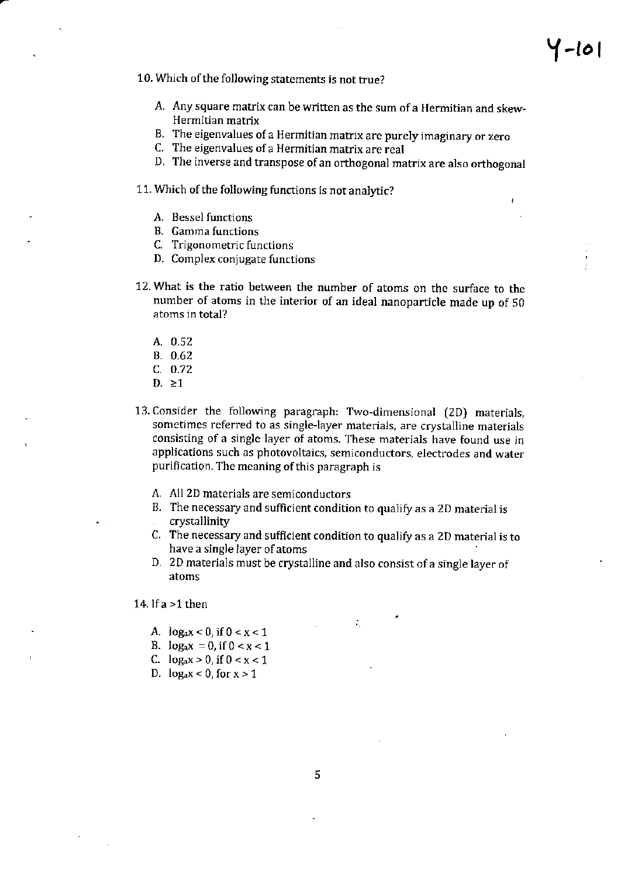10. Which of the following statements is not true?

   A. Any square matrix can be written as the sum of a Hermitian and skew-Hermitian matrix
   B. The eigenvalues of a Hermitian matrix are purely imaginary or zero
   C. The eigenvalues of a Hermitian matrix are real
   D. The inverse and transpose of an orthogonal matrix are also orthogonal

11. Which of the following functions is not analytic?

   A. Bessel functions
   B. Gamma functions
   C. Trigonometric functions
   D. Complex conjugate functions

12. What is the ratio between the number of atoms on the surface to the number of atoms in the interior of an ideal nanoparticle made up of 50 atoms in total?

   A. 0.52
   B. 0.62
   C. 0.72
   D. $\geq 1$

13. Consider the following paragraph: Two-dimensional (2D) materials, sometimes referred to as single-layer materials, are crystalline materials consisting of a single layer of atoms. These materials have found use in applications such as photovoltaics, semiconductors, electrodes and water purification. The meaning of this paragraph is

   A. All 2D materials are semiconductors
   B. The necessary and sufficient condition to qualify as a 2D material is crystallinity
   C. The necessary and sufficient condition to qualify as a 2D material is to have a single layer of atoms
   D. 2D materials must be crystalline and also consist of a single layer of atoms

14. If a >1 then

   A. $\log_a x < 0$, if $0 < x < 1$
   B. $\log_a x = 0$, if $0 < x < 1$
   C. $\log_a x > 0$, if $0 < x < 1$
   D. $\log_a x < 0$, for $x > 1$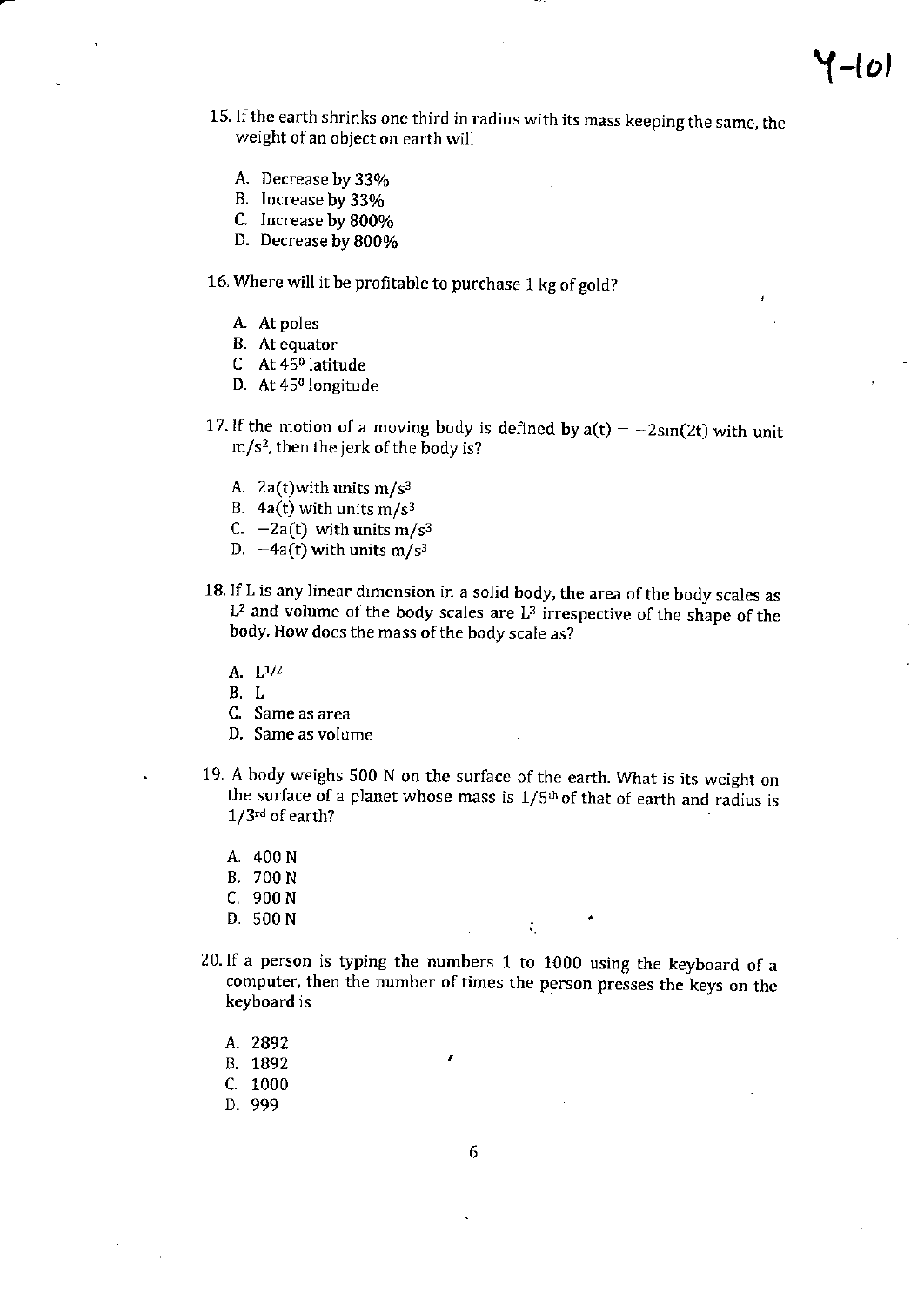15. If the earth shrinks one third in radius with its mass keeping the same, the weight of an object on earth will

   A. Decrease by 33%
   B. Increase by 33%
   C. Increase by 800%
   D. Decrease by 800%

16. Where will it be profitable to purchase 1 kg of gold?

   A. At poles
   B. At equator
   C. At $45^0$ latitude
   D. At $45^0$ longitude

17. If the motion of a moving body is defined by $a(t) = -2\sin(2t)$ with unit $m/s^2$, then the jerk of the body is?

   A. $2a(t)$with units $m/s^3$
   B. $4a(t)$ with units $m/s^3$
   C. $-2a(t)$ with units $m/s^3$
   D. $-4a(t)$ with units $m/s^3$

18. If L is any linear dimension in a solid body, the area of the body scales as $L^2$ and volume of the body scales are $L^3$ irrespective of the shape of the body. How does the mass of the body scale as?

   A. $L^{1/2}$
   B. L
   C. Same as area
   D. Same as volume

19. A body weighs 500 N on the surface of the earth. What is its weight on the surface of a planet whose mass is $1/5^{th}$ of that of earth and radius is $1/3^{rd}$ of earth?

   A. 400 N
   B. 700 N
   C. 900 N
   D. 500 N

20. If a person is typing the numbers 1 to 1000 using the keyboard of a computer, then the number of times the person presses the keys on the keyboard is

   A. 2892
   B. 1892
   C. 1000
   D. 999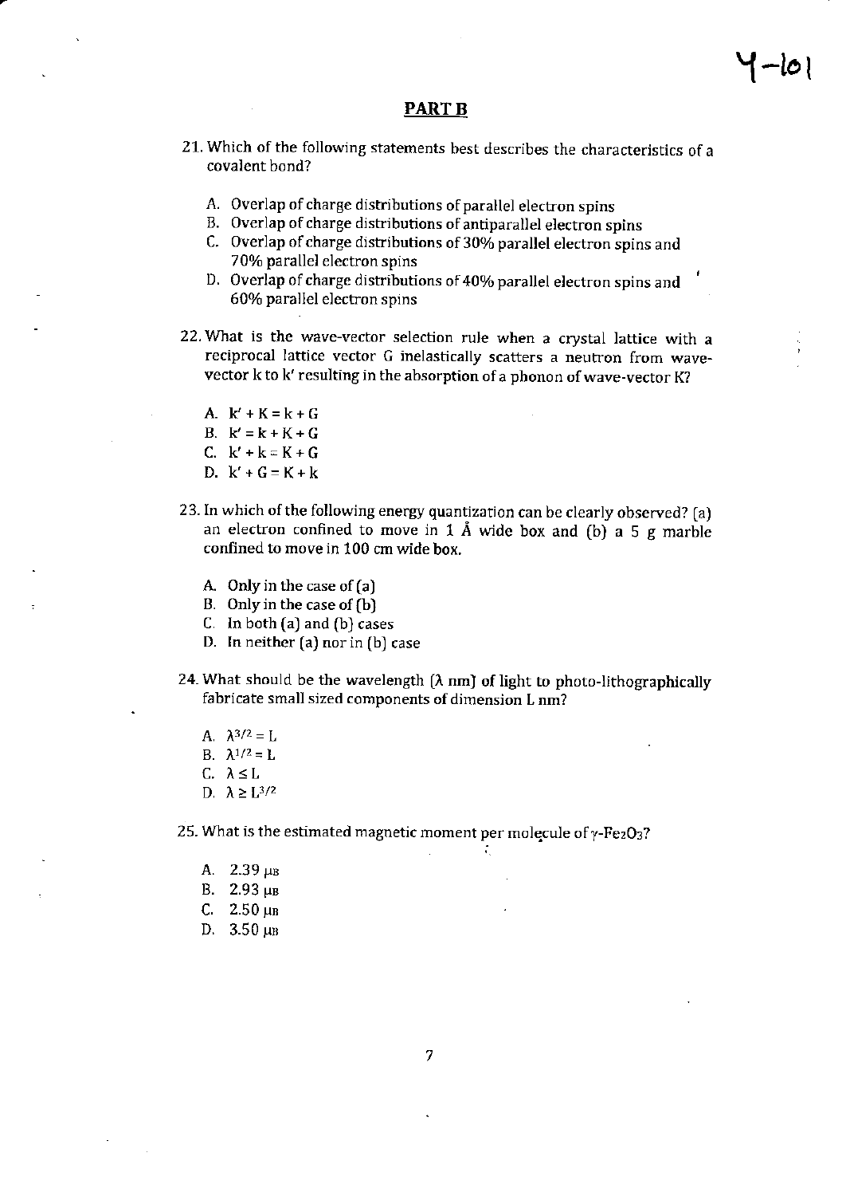## PART B

21. Which of the following statements best describes the characteristics of a covalent bond?

    A. Overlap of charge distributions of parallel electron spins
    B. Overlap of charge distributions of antiparallel electron spins
    C. Overlap of charge distributions of 30% parallel electron spins and 70% parallel electron spins
    D. Overlap of charge distributions of 40% parallel electron spins and 60% parallel electron spins

22. What is the wave-vector selection rule when a crystal lattice with a reciprocal lattice vector G inelastically scatters a neutron from wave-vector k to k′ resulting in the absorption of a phonon of wave-vector K?

    A. $k' + K = k + G$
    B. $k' = k + K + G$
    C. $k' + k = K + G$
    D. $k' + G = K + k$

23. In which of the following energy quantization can be clearly observed? (a) an electron confined to move in 1 Å wide box and (b) a 5 g marble confined to move in 100 cm wide box.

    A. Only in the case of (a)
    B. Only in the case of (b)
    C. In both (a) and (b) cases
    D. In neither (a) nor in (b) case

24. What should be the wavelength (λ nm) of light to photo-lithographically fabricate small sized components of dimension L nm?

    A. $\lambda^{3/2} = L$
    B. $\lambda^{1/2} = L$
    C. $\lambda \leq L$
    D. $\lambda \geq L^{3/2}$

25. What is the estimated magnetic moment per molecule of $\gamma$-$Fe_2O_3$?

    A. 2.39 $\mu_B$
    B. 2.93 $\mu_B$
    C. 2.50 $\mu_B$
    D. 3.50 $\mu_B$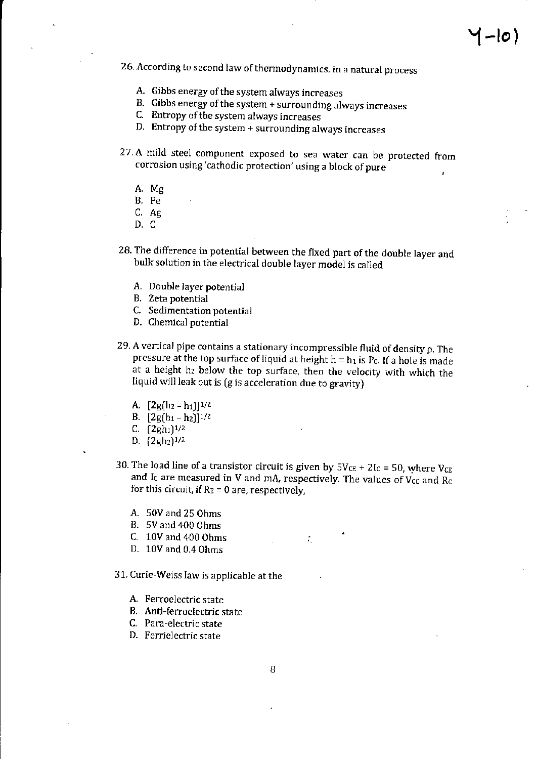Y-101

26. According to second law of thermodynamics, in a natural process

   A. Gibbs energy of the system always increases
   B. Gibbs energy of the system + surrounding always increases
   C. Entropy of the system always increases
   D. Entropy of the system + surrounding always increases

27. A mild steel component exposed to sea water can be protected from corrosion using 'cathodic protection' using a block of pure

   A. Mg
   B. Fe
   C. Ag
   D. C

28. The difference in potential between the fixed part of the double layer and bulk solution in the electrical double layer model is called

   A. Double layer potential
   B. Zeta potential
   C. Sedimentation potential
   D. Chemical potential

29. A vertical pipe contains a stationary incompressible fluid of density $\rho$. The pressure at the top surface of liquid at height $h = h_1$ is $P_0$. If a hole is made at a height $h_2$ below the top surface, then the velocity with which the liquid will leak out is (g is acceleration due to gravity)

   A. $[2g(h_2 - h_1)]^{1/2}$
   B. $[2g(h_1 - h_2)]^{1/2}$
   C. $(2gh_1)^{1/2}$
   D. $(2gh_2)^{1/2}$

30. The load line of a transistor circuit is given by $5V_{CE} + 2I_C = 50$, where $V_{CE}$ and $I_C$ are measured in V and mA, respectively. The values of $V_{CC}$ and $R_C$ for this circuit, if $R_E = 0$ are, respectively,

   A. 50V and 25 Ohms
   B. 5V and 400 Ohms
   C. 10V and 400 Ohms
   D. 10V and 0.4 Ohms

31. Curie-Weiss law is applicable at the

   A. Ferroelectric state
   B. Anti-ferroelectric state
   C. Para-electric state
   D. Ferrielectric state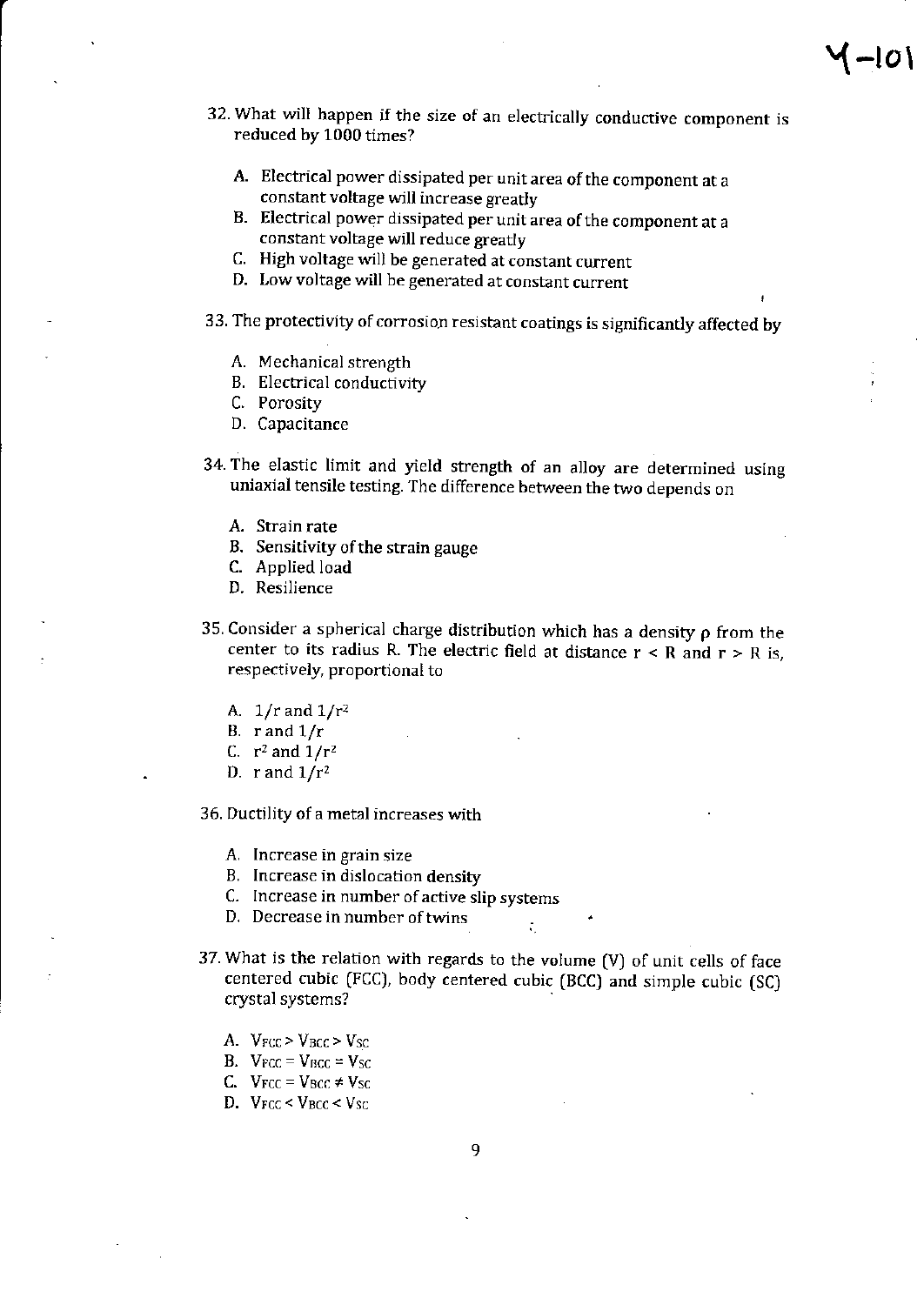32. What will happen if the size of an electrically conductive component is reduced by 1000 times?

    A. Electrical power dissipated per unit area of the component at a constant voltage will increase greatly
    B. Electrical power dissipated per unit area of the component at a constant voltage will reduce greatly
    C. High voltage will be generated at constant current
    D. Low voltage will be generated at constant current

33. The protectivity of corrosion resistant coatings is significantly affected by

    A. Mechanical strength
    B. Electrical conductivity
    C. Porosity
    D. Capacitance

34. The elastic limit and yield strength of an alloy are determined using uniaxial tensile testing. The difference between the two depends on

    A. Strain rate
    B. Sensitivity of the strain gauge
    C. Applied load
    D. Resilience

35. Consider a spherical charge distribution which has a density $\rho$ from the center to its radius R. The electric field at distance $r < R$ and $r > R$ is, respectively, proportional to

    A. $1/r$ and $1/r^2$
    B. $r$ and $1/r$
    C. $r^2$ and $1/r^2$
    D. $r$ and $1/r^2$

36. Ductility of a metal increases with

    A. Increase in grain size
    B. Increase in dislocation density
    C. Increase in number of active slip systems
    D. Decrease in number of twins

37. What is the relation with regards to the volume (V) of unit cells of face centered cubic (FCC), body centered cubic (BCC) and simple cubic (SC) crystal systems?

    A. $V_{FCC} > V_{BCC} > V_{SC}$
    B. $V_{FCC} = V_{BCC} = V_{SC}$
    C. $V_{FCC} = V_{BCC} \neq V_{SC}$
    D. $V_{FCC} < V_{BCC} < V_{SC}$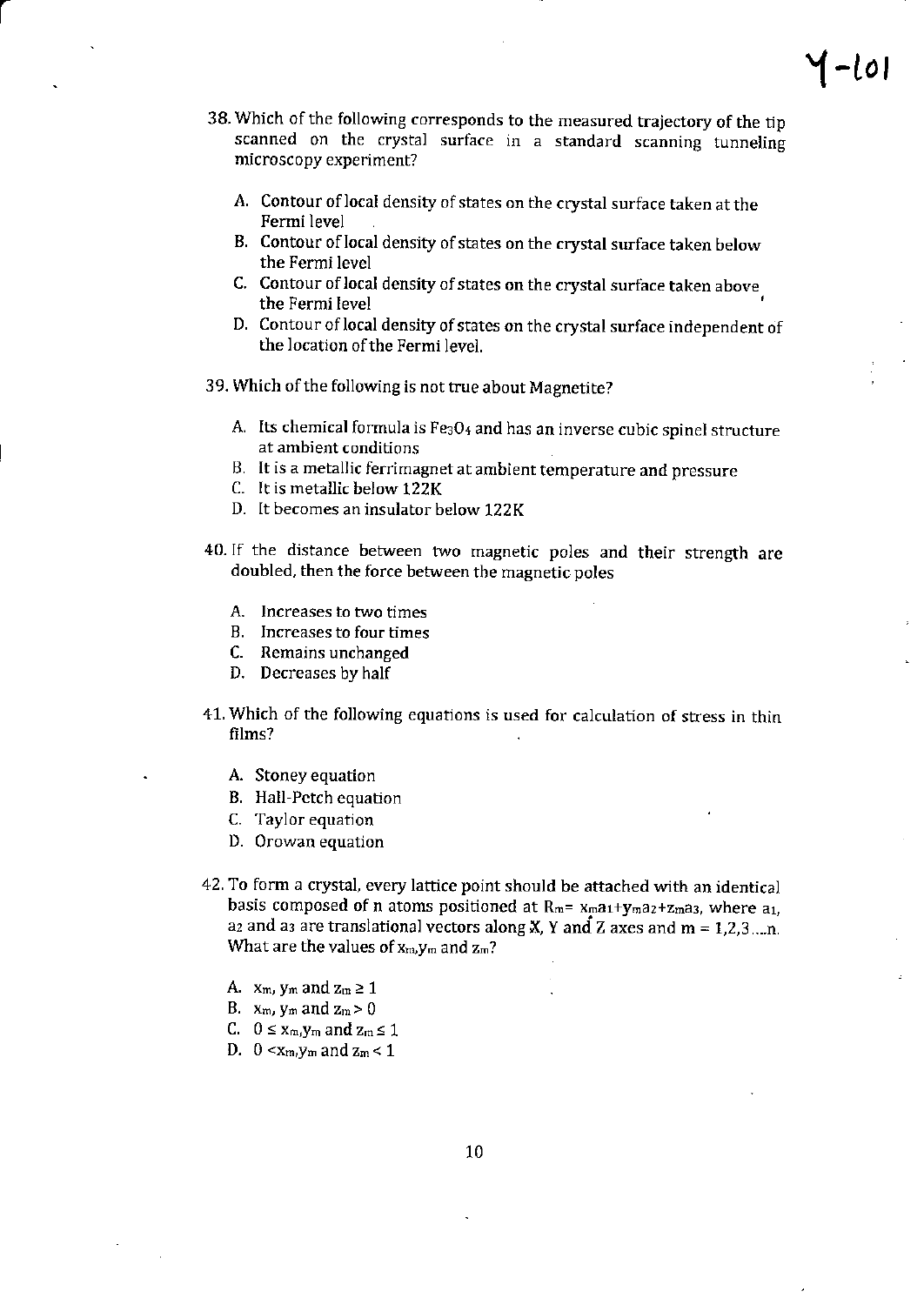Y-101

38. Which of the following corresponds to the measured trajectory of the tip scanned on the crystal surface in a standard scanning tunneling microscopy experiment?

   A. Contour of local density of states on the crystal surface taken at the Fermi level
   B. Contour of local density of states on the crystal surface taken below the Fermi level
   C. Contour of local density of states on the crystal surface taken above the Fermi level
   D. Contour of local density of states on the crystal surface independent of the location of the Fermi level.

39. Which of the following is not true about Magnetite?

   A. Its chemical formula is $Fe_3O_4$ and has an inverse cubic spinel structure at ambient conditions
   B. It is a metallic ferrimagnet at ambient temperature and pressure
   C. It is metallic below 122K
   D. It becomes an insulator below 122K

40. If the distance between two magnetic poles and their strength are doubled, then the force between the magnetic poles

   A. Increases to two times
   B. Increases to four times
   C. Remains unchanged
   D. Decreases by half

41. Which of the following equations is used for calculation of stress in thin films?

   A. Stoney equation
   B. Hall-Petch equation
   C. Taylor equation
   D. Orowan equation

42. To form a crystal, every lattice point should be attached with an identical basis composed of n atoms positioned at $R_m = x_m a_1 + y_m a_2 + z_m a_3$, where $a_1$, $a_2$ and $a_3$ are translational vectors along X, Y and Z axes and m = 1,2,3....n. What are the values of $x_m, y_m$ and $z_m$?

   A. $x_m$, $y_m$ and $z_m \geq 1$
   B. $x_m$, $y_m$ and $z_m > 0$
   C. $0 \leq x_m, y_m$ and $z_m \leq 1$
   D. $0 < x_m, y_m$ and $z_m < 1$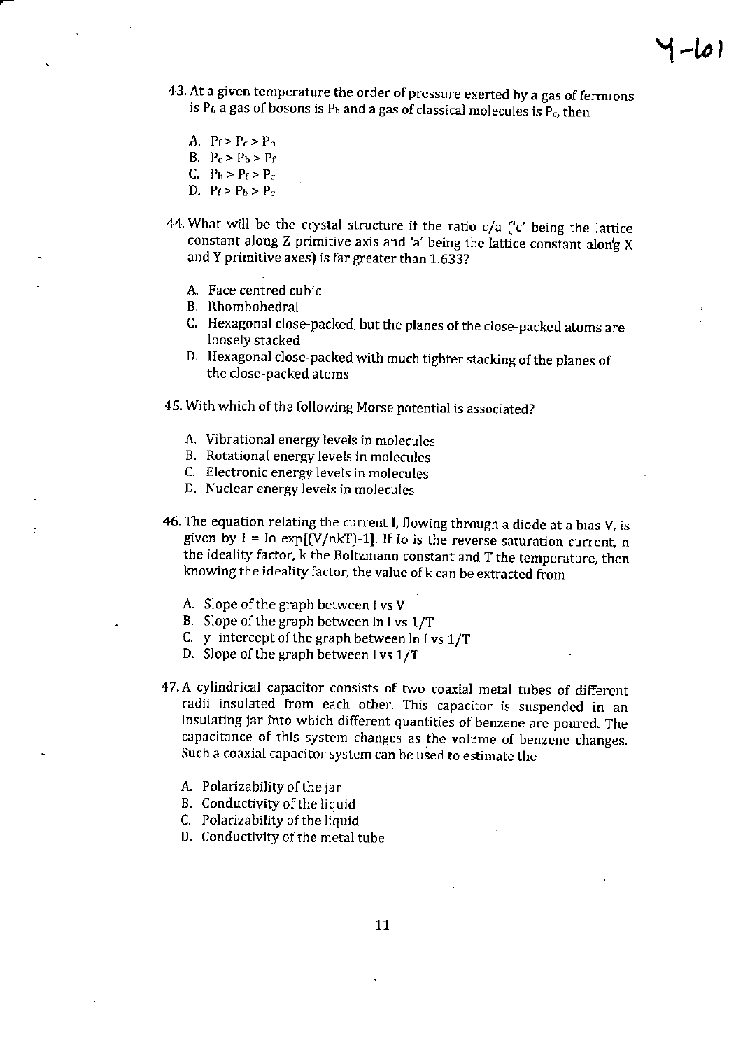43. At a given temperature the order of pressure exerted by a gas of fermions is $P_f$, a gas of bosons is $P_b$ and a gas of classical molecules is $P_c$, then

    A. $P_f > P_c > P_b$
    B. $P_c > P_b > P_f$
    C. $P_b > P_f > P_c$
    D. $P_f > P_b > P_c$

44. What will be the crystal structure if the ratio c/a ('c' being the lattice constant along Z primitive axis and 'a' being the lattice constant along X and Y primitive axes) is far greater than 1.633?

    A. Face centred cubic
    B. Rhombohedral
    C. Hexagonal close-packed, but the planes of the close-packed atoms are loosely stacked
    D. Hexagonal close-packed with much tighter stacking of the planes of the close-packed atoms

45. With which of the following Morse potential is associated?

    A. Vibrational energy levels in molecules
    B. Rotational energy levels in molecules
    C. Electronic energy levels in molecules
    D. Nuclear energy levels in molecules

46. The equation relating the current I, flowing through a diode at a bias V, is given by $I = I_0 \exp[(V/nkT)-1]$. If $I_0$ is the reverse saturation current, n the ideality factor, k the Boltzmann constant and T the temperature, then knowing the ideality factor, the value of k can be extracted from

    A. Slope of the graph between I vs V
    B. Slope of the graph between ln I vs 1/T
    C. y -intercept of the graph between ln I vs 1/T
    D. Slope of the graph between I vs 1/T

47. A cylindrical capacitor consists of two coaxial metal tubes of different radii insulated from each other. This capacitor is suspended in an insulating jar into which different quantities of benzene are poured. The capacitance of this system changes as the volume of benzene changes. Such a coaxial capacitor system can be used to estimate the

    A. Polarizability of the jar
    B. Conductivity of the liquid
    C. Polarizability of the liquid
    D. Conductivity of the metal tube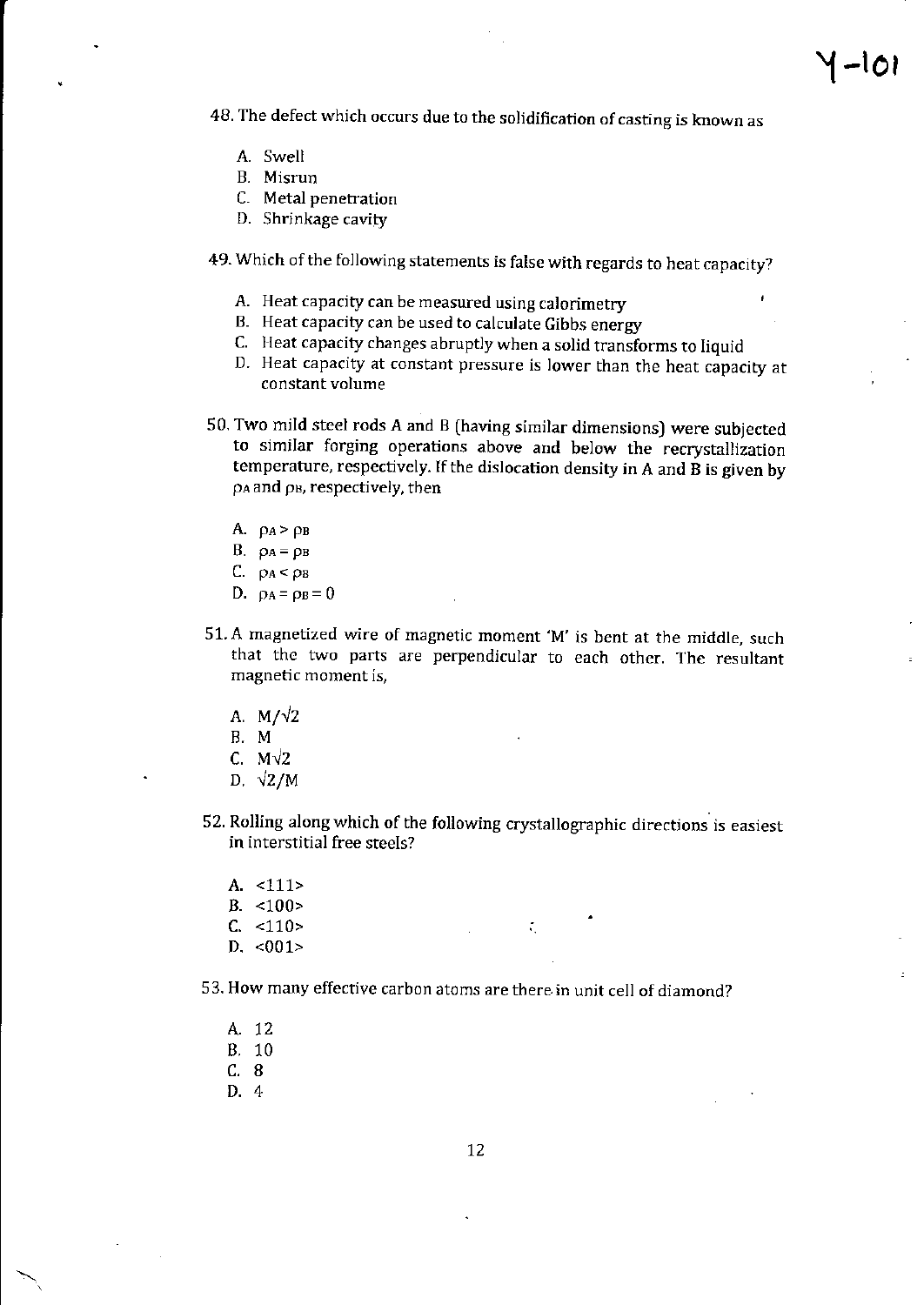48. The defect which occurs due to the solidification of casting is known as

A. Swell
B. Misrun
C. Metal penetration
D. Shrinkage cavity

49. Which of the following statements is false with regards to heat capacity?

A. Heat capacity can be measured using calorimetry
B. Heat capacity can be used to calculate Gibbs energy
C. Heat capacity changes abruptly when a solid transforms to liquid
D. Heat capacity at constant pressure is lower than the heat capacity at constant volume

50. Two mild steel rods A and B (having similar dimensions) were subjected to similar forging operations above and below the recrystallization temperature, respectively. If the dislocation density in A and B is given by $\rho_A$ and $\rho_B$, respectively, then

A. $\rho_A > \rho_B$
B. $\rho_A = \rho_B$
C. $\rho_A < \rho_B$
D. $\rho_A = \rho_B = 0$

51. A magnetized wire of magnetic moment 'M' is bent at the middle, such that the two parts are perpendicular to each other. The resultant magnetic moment is,

A. $M/\sqrt{2}$
B. M
C. $M\sqrt{2}$
D. $\sqrt{2}/M$

52. Rolling along which of the following crystallographic directions is easiest in interstitial free steels?

A. <111>
B. <100>
C. <110>
D. <001>

53. How many effective carbon atoms are there in unit cell of diamond?

A. 12
B. 10
C. 8
D. 4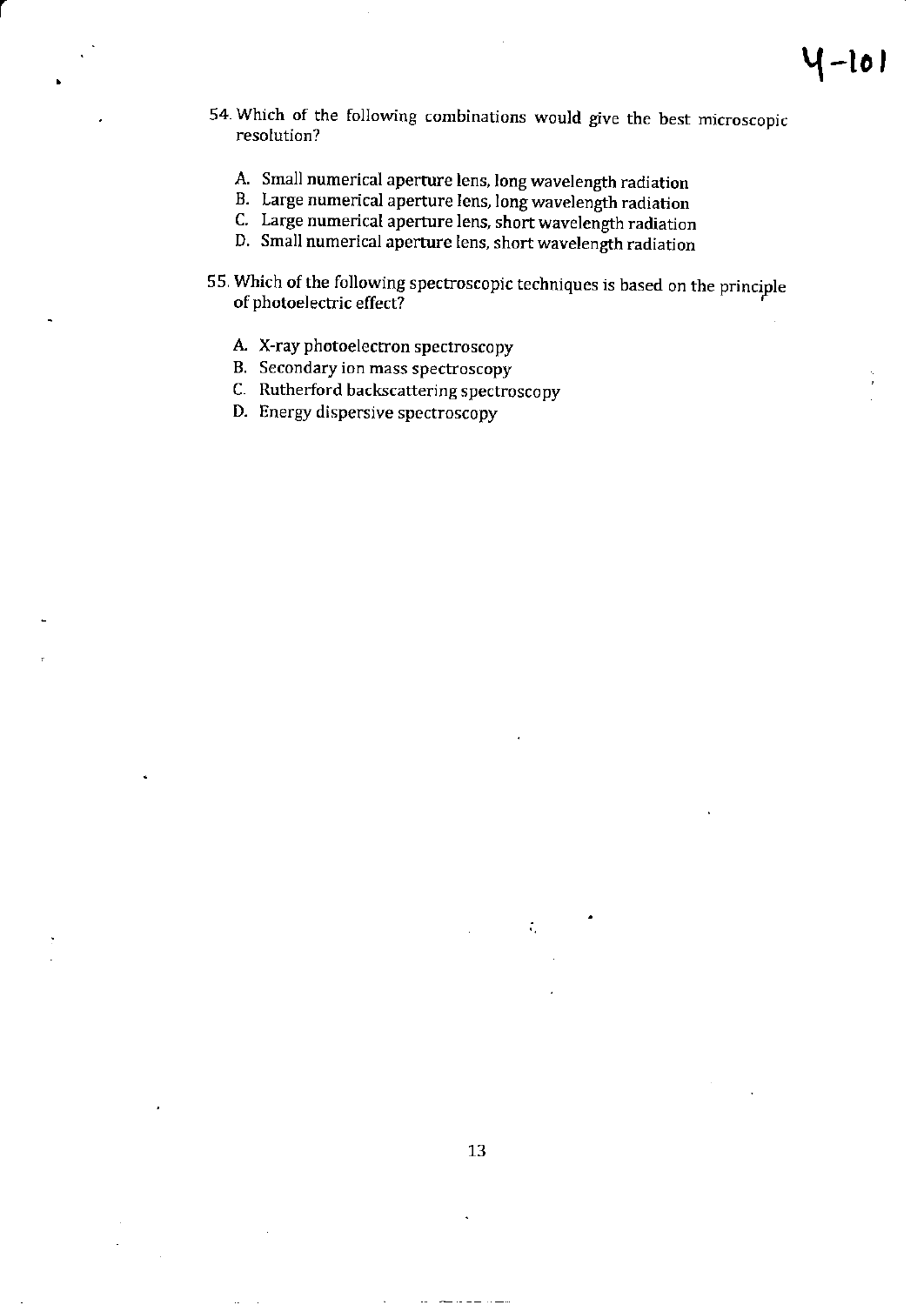54. Which of the following combinations would give the best microscopic resolution?

    A. Small numerical aperture lens, long wavelength radiation
    B. Large numerical aperture lens, long wavelength radiation
    C. Large numerical aperture lens, short wavelength radiation
    D. Small numerical aperture lens, short wavelength radiation

55. Which of the following spectroscopic techniques is based on the principle of photoelectric effect?

    A. X-ray photoelectron spectroscopy
    B. Secondary ion mass spectroscopy
    C. Rutherford backscattering spectroscopy
    D. Energy dispersive spectroscopy